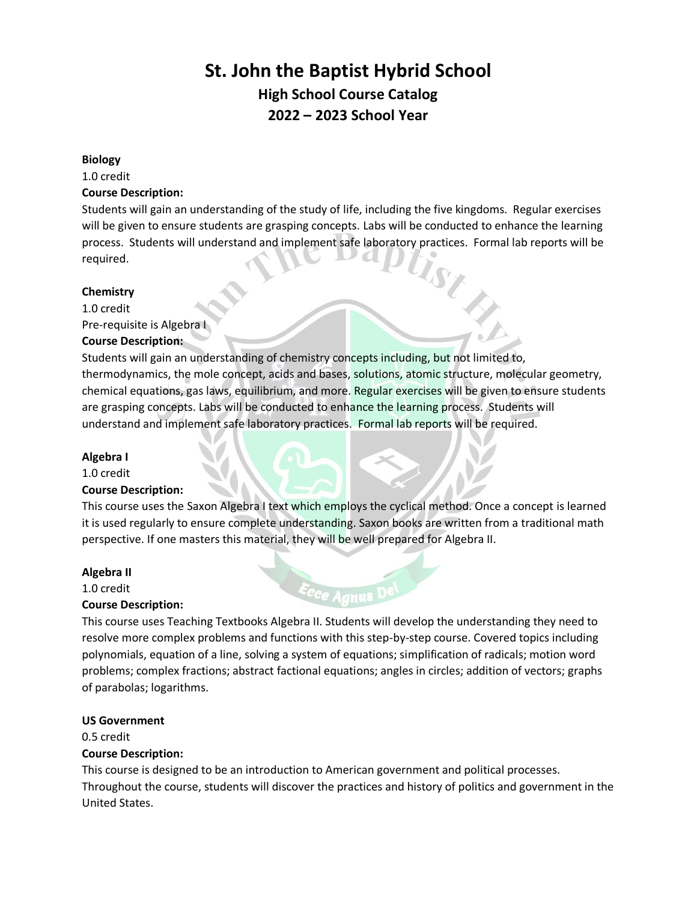# St. John the Baptist Hybrid School

## High School Course Catalog

## 2022 – 2023 School Year

**Biology**

1.0 credit

**Course Description:**

Students will gain an understanding of the study of life, including the five kingdoms. Regular exercises will be given to ensure students are grasping concepts. Labs will be conducted to enhance the learning process. Students will understand and implement safe laboratory practices. Formal lab reports will be required.

**Chemistry**

1.0 credit

Pre-requisite is Algebra I

**Course Description:**

Students will gain an understanding of chemistry concepts including, but not limited to, thermodynamics, the mole concept, acids and bases, solutions, atomic structure, molecular geometry, chemical equations, gas laws, equilibrium, and more. Regular exercises will be given to ensure students are grasping concepts. Labs will be conducted to enhance the learning process. Students will understand and implement safe laboratory practices. Formal lab reports will be required.

**Algebra I**

1.0 credit

**Course Description:**

This course uses the Saxon Algebra I text which employs the cyclical method. Once a concept is learned it is used regularly to ensure complete understanding. Saxon books are written from a traditional math perspective. If one masters this material, they will be well prepared for Algebra II.

**Algebra II**

1.0 credit

**Course Description:**

This course uses Teaching Textbooks Algebra II. Students will develop the understanding they need to resolve more complex problems and functions with this step-by-step course. Covered topics including polynomials, equation of a line, solving a system of equations; simplification of radicals; motion word problems; complex fractions; abstract factional equations; angles in circles; addition of vectors; graphs of parabolas; logarithms.

**US Government**

0.5 credit

**Course Description:**

This course is designed to be an introduction to American government and political processes. Throughout the course, students will discover the practices and history of politics and government in the United States.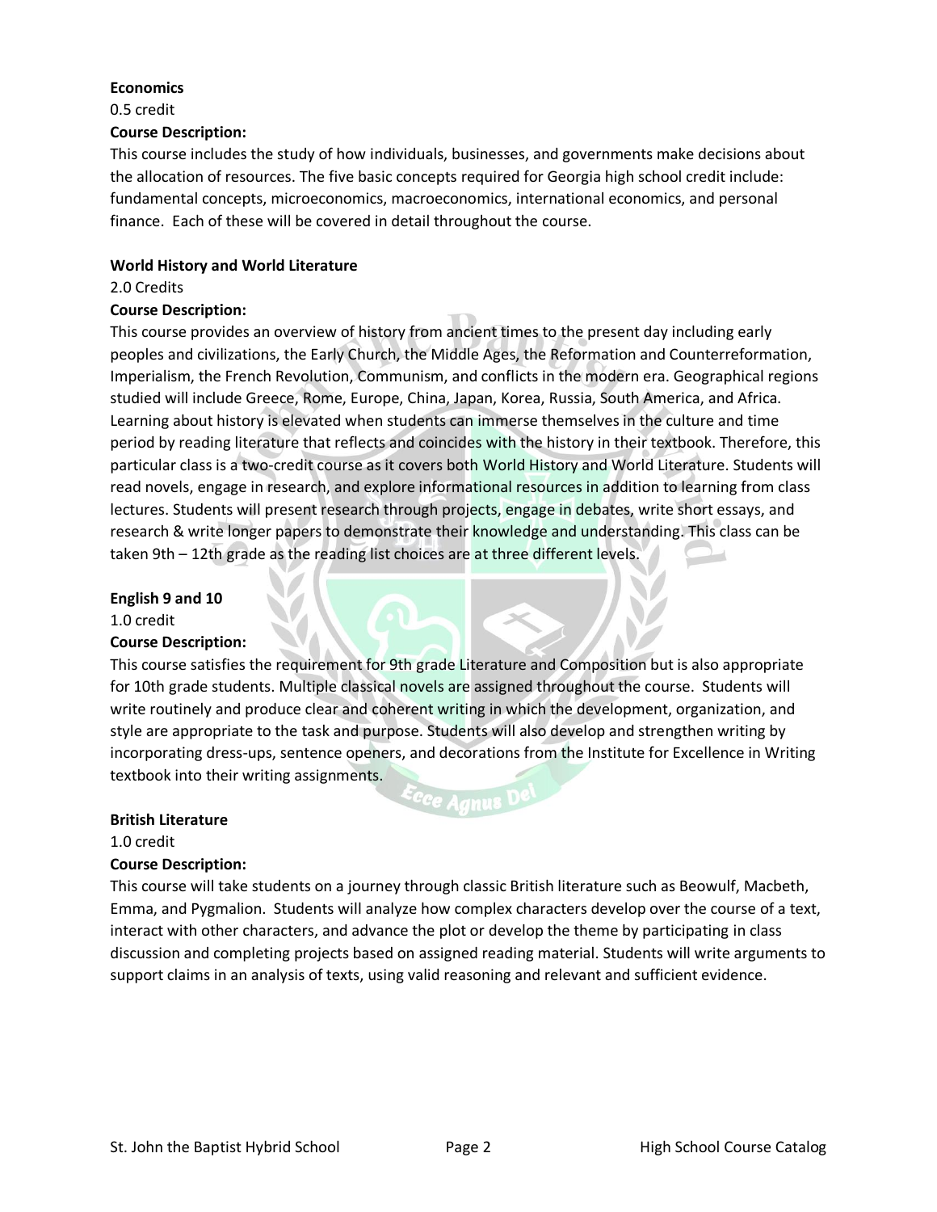**Economics**

0.5 credit

**Course Description:**

This course includes the study of how individuals, businesses, and governments make decisions about the allocation of resources. The five basic concepts required for Georgia high school credit include: fundamental concepts, microeconomics, macroeconomics, international economics, and personal finance. Each of these will be covered in detail throughout the course.

**World History and World Literature**

2.0 Credits

**Course Description:**

This course provides an overview of history from ancient times to the present day including early peoples and civilizations, the Early Church, the Middle Ages, the Reformation and Counterreformation, Imperialism, the French Revolution, Communism, and conflicts in the modern era. Geographical regions studied will include Greece, Rome, Europe, China, Japan, Korea, Russia, South America, and Africa. Learning about history is elevated when students can immerse themselves in the culture and time period by reading literature that reflects and coincides with the history in their textbook. Therefore, this particular class is a two-credit course as it covers both World History and World Literature. Students will read novels, engage in research, and explore informational resources in addition to learning from class lectures. Students will present research through projects, engage in debates, write short essays, and research & write longer papers to demonstrate their knowledge and understanding. This class can be taken 9th – 12th grade as the reading list choices are at three different levels.

**English 9 and 10**

1.0 credit

**Course Description:**

This course satisfies the requirement for 9th grade Literature and Composition but is also appropriate for 10th grade students. Multiple classical novels are assigned throughout the course. Students will write routinely and produce clear and coherent writing in which the development, organization, and style are appropriate to the task and purpose. Students will also develop and strengthen writing by incorporating dress-ups, sentence openers, and decorations from the Institute for Excellence in Writing textbook into their writing assignments.

**British Literature**

1.0 credit

**Course Description:**

This course will take students on a journey through classic British literature such as Beowulf, Macbeth, Emma, and Pygmalion. Students will analyze how complex characters develop over the course of a text, interact with other characters, and advance the plot or develop the theme by participating in class discussion and completing projects based on assigned reading material. Students will write arguments to support claims in an analysis of texts, using valid reasoning and relevant and sufficient evidence.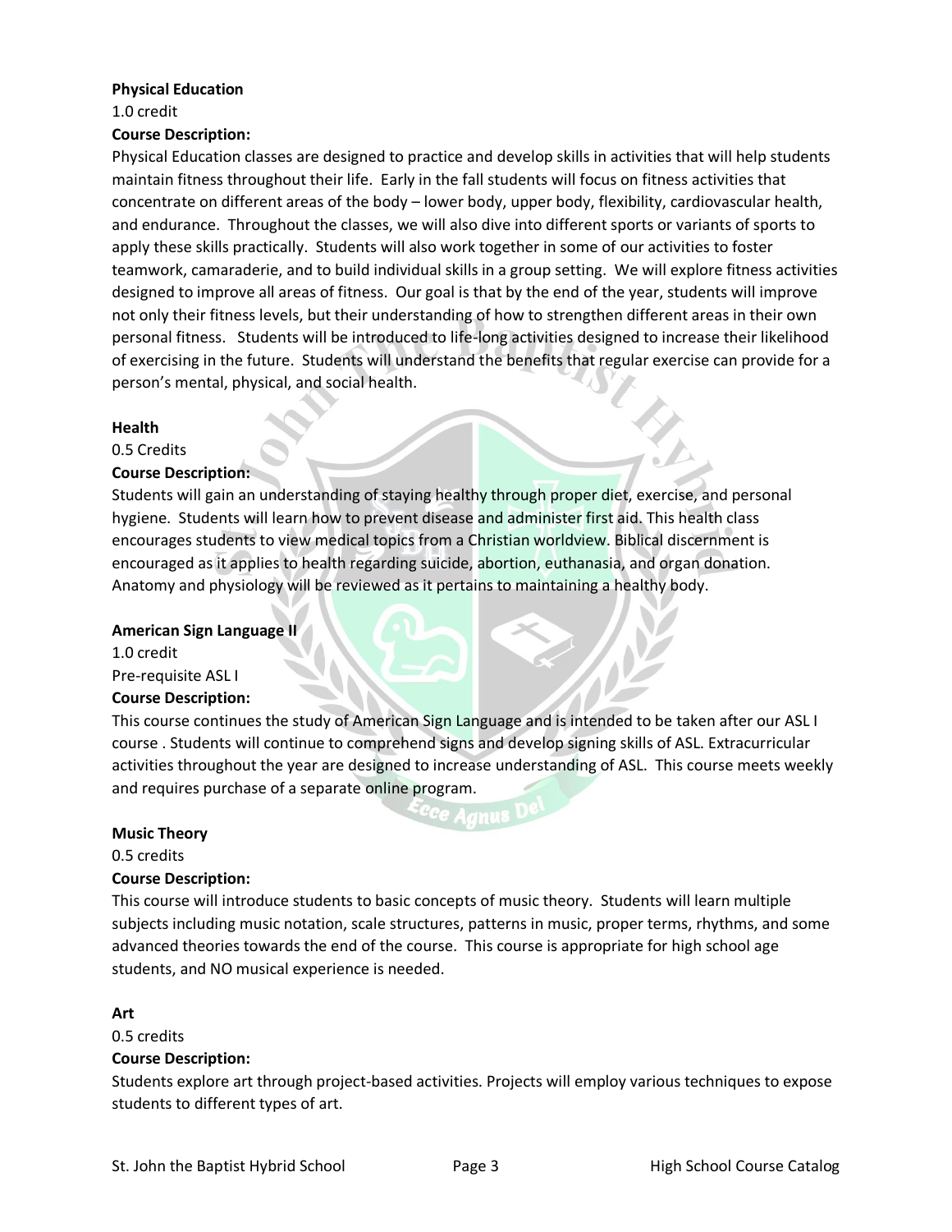**Physical Education**

1.0 credit

**Course Description:**

Physical Education classes are designed to practice and develop skills in activities that will help students maintain fitness throughout their life. Early in the fall students will focus on fitness activities that concentrate on different areas of the body – lower body, upper body, flexibility, cardiovascular health, and endurance. Throughout the classes, we will also dive into different sports or variants of sports to apply these skills practically. Students will also work together in some of our activities to foster teamwork, camaraderie, and to build individual skills in a group setting. We will explore fitness activities designed to improve all areas of fitness. Our goal is that by the end of the year, students will improve not only their fitness levels, but their understanding of how to strengthen different areas in their own personal fitness. Students will be introduced to life-long activities designed to increase their likelihood of exercising in the future. Students will understand the benefits that regular exercise can provide for a person's mental, physical, and social health.

**Health**

0.5 Credits

**Course Description:**

Students will gain an understanding of staying healthy through proper diet, exercise, and personal hygiene. Students will learn how to prevent disease and administer first aid. This health class encourages students to view medical topics from a Christian worldview. Biblical discernment is encouraged as it applies to health regarding suicide, abortion, euthanasia, and organ donation. Anatomy and physiology will be reviewed as it pertains to maintaining a healthy body.

**American Sign Language II**

1.0 credit

Pre-requisite ASL I

**Course Description:**

This course continues the study of American Sign Language and is intended to be taken after our ASL I course . Students will continue to comprehend signs and develop signing skills of ASL. Extracurricular activities throughout the year are designed to increase understanding of ASL. This course meets weekly and requires purchase of a separate online program.

**Music Theory**

0.5 credits

**Course Description:**

This course will introduce students to basic concepts of music theory. Students will learn multiple subjects including music notation, scale structures, patterns in music, proper terms, rhythms, and some advanced theories towards the end of the course. This course is appropriate for high school age students, and NO musical experience is needed.

**Art**

0.5 credits

**Course Description:**

Students explore art through project-based activities. Projects will employ various techniques to expose students to different types of art.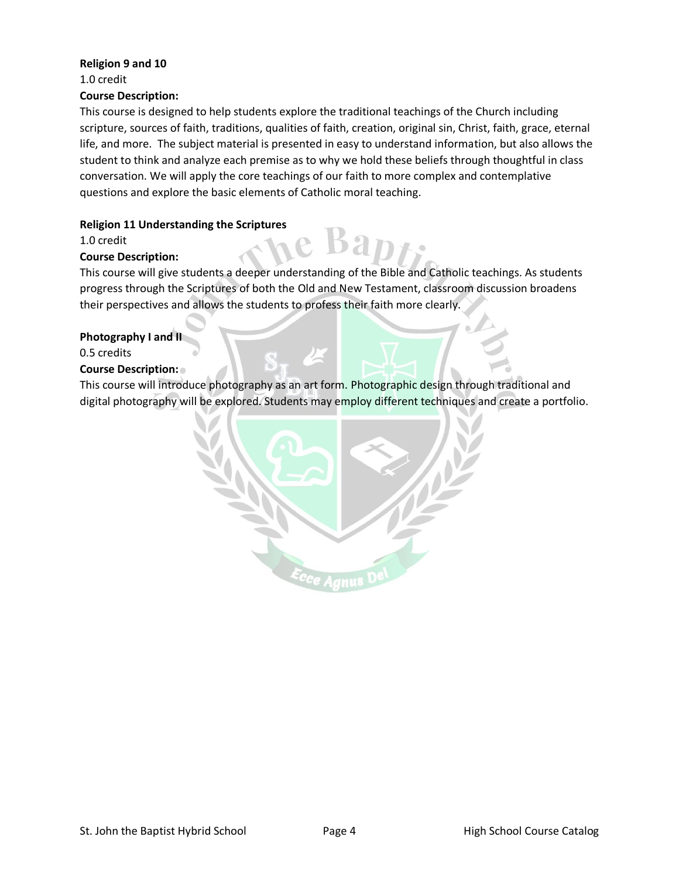**Religion 9 and 10**

1.0 credit

**Course Description:**

This course is designed to help students explore the traditional teachings of the Church including scripture, sources of faith, traditions, qualities of faith, creation, original sin, Christ, faith, grace, eternal life, and more. The subject material is presented in easy to understand information, but also allows the student to think and analyze each premise as to why we hold these beliefs through thoughtful in class conversation. We will apply the core teachings of our faith to more complex and contemplative questions and explore the basic elements of Catholic moral teaching.

**Religion 11 Understanding the Scriptures**

1.0 credit

**Course Description:**

This course will give students a deeper understanding of the Bible and Catholic teachings. As students progress through the Scriptures of both the Old and New Testament, classroom discussion broadens their perspectives and allows the students to profess their faith more clearly.

**Photography I and II**

0.5 credits

**Course Description:**

This course will introduce photography as an art form. Photographic design through traditional and digital photography will be explored. Students may employ different techniques and create a portfolio.